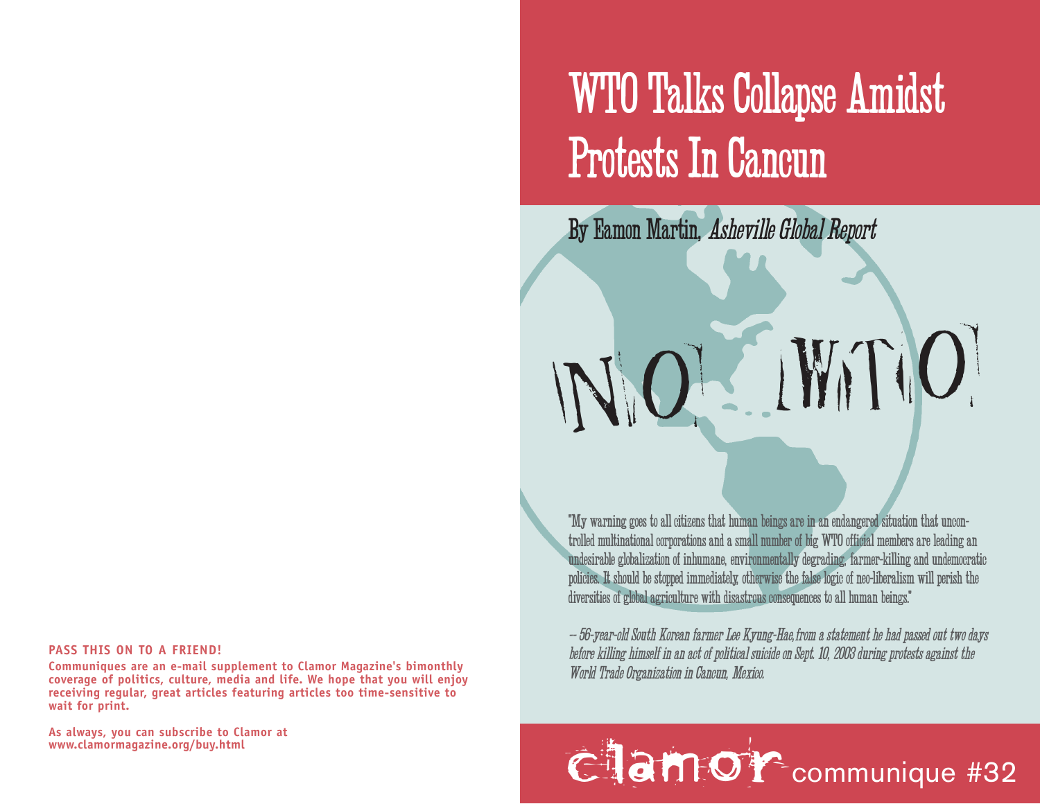# WTO Talks Collapse Amidst Protests In Cancun

By Eamon Martin, *Asheville Global Report*

NO! WTO!

"My warning goes to all citizens that human beings are in an endangered situation that uncontrolled multinational corporations and a small number of big WTO official members are leading an undesirable globalization of inhumane, environmentally degrading, farmer-killing and undemocratic policies. It should be stopped immediately, otherwise the false logic of neo-liberalism will perish the diversities of global agriculture with disastrous consequences to all human beings."

*-- 56-year-old South Korean farmer Lee Kyung-Hae, from a statement he had passed out two days before killing himself in an act of political suicide on Sept. 10, 2003 during protests against the World Trade Organization in Cancun, Mexico.*

clamor communique #32

**PASS THIS ON TO A FRIEND!**

**Communiques are an e-mail supplement to Clamor Magazine's bimonthly coverage of politics, culture, media and life. We hope that you will enjoy receiving regular, great articles featuring articles too time-sensitive to wait for print.**

**As always, you can subscribe to Clamor at www.clamormagazine.org/buy.html**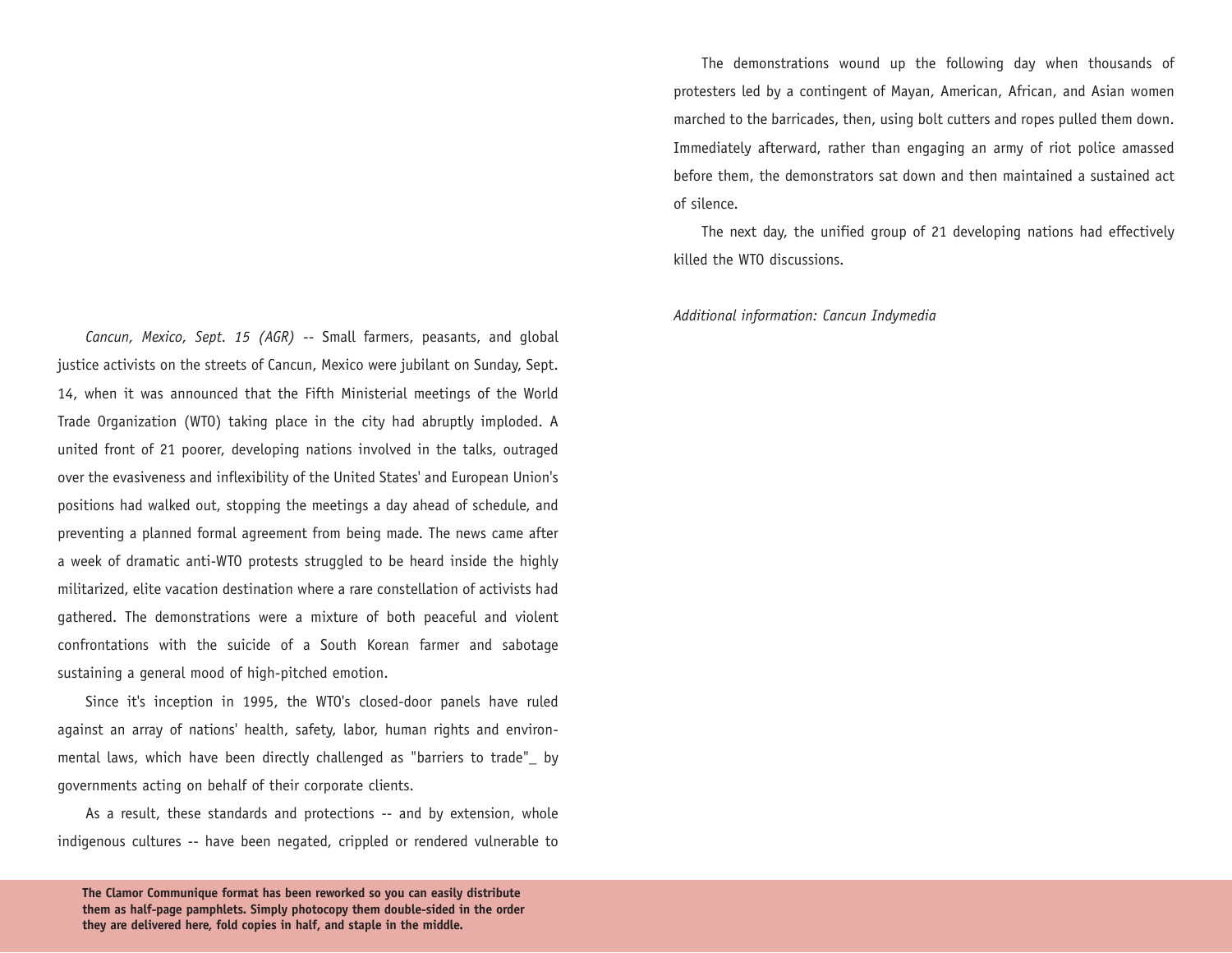*Cancun, Mexico, Sept. 15 (AGR)* -- Small farmers, peasants, and global justice activists on the streets of Cancun, Mexico were jubilant on Sunday, Sept. 14, when it was announced that the Fifth Ministerial meetings of the World Trade Organization (WTO) taking place in the city had abruptly imploded. A united front of 21 poorer, developing nations involved in the talks, outraged over the evasiveness and inflexibility of the United States' and European Union's positions had walked out, stopping the meetings a day ahead of schedule, and preventing a planned formal agreement from being made. The news came after a week of dramatic anti-WTO protests struggled to be heard inside the highly militarized, elite vacation destination where a rare constellation of activists had gathered. The demonstrations were a mixture of both peaceful and violent confrontations with the suicide of a South Korean farmer and sabotage sustaining a general mood of high-pitched emotion.

Since it's inception in 1995, the WTO's closed-door panels have ruled against an array of nations' health, safety, labor, human rights and environmental laws, which have been directly challenged as "barriers to trade"_ by governments acting on behalf of their corporate clients.

As a result, these standards and protections -- and by extension, whole indigenous cultures -- have been negated, crippled or rendered vulnerable to

**The Clamor Communique format has been reworked so you can easily distribute them as half-page pamphlets. Simply photocopy them double-sided in the order they are delivered here, fold copies in half, and staple in the middle.**

The demonstrations wound up the following day when thousands of protesters led by a contingent of Mayan, American, African, and Asian women marched to the barricades, then, using bolt cutters and ropes pulled them down. Immediately afterward, rather than engaging an army of riot police amassed before them, the demonstrators sat down and then maintained a sustained act of silence.

The next day, the unified group of 21 developing nations had effectively killed the WTO discussions.

*Additional information: Cancun Indymedia*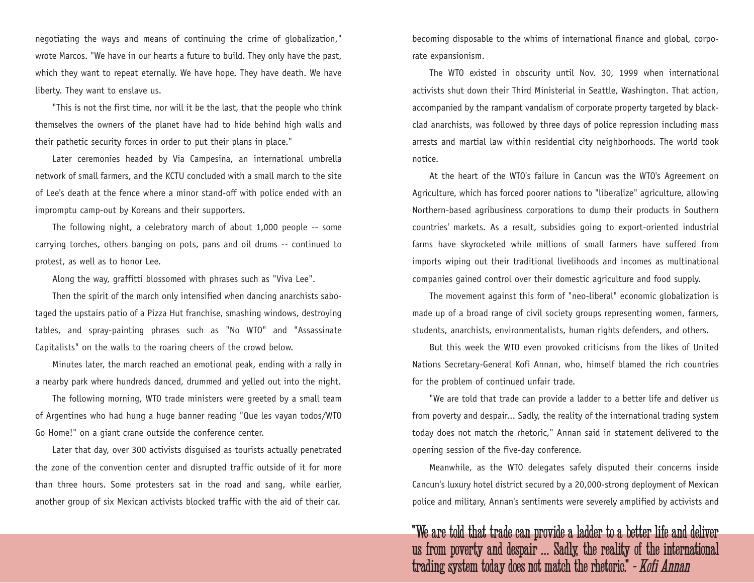negotiating the ways and means of continuing the crime of globalization," wrote Marcos. "We have in our hearts a future to build. They only have the past, which they want to repeat eternally. We have hope. They have death. We have liberty. They want to enslave us.

"This is not the first time, nor will it be the last, that the people who think themselves the owners of the planet have had to hide behind high walls and their pathetic security forces in order to put their plans in place."

Later ceremonies headed by Via Campesina, an international umbrella network of small farmers, and the KCTU concluded with a small march to the site of Lee's death at the fence where a minor stand-off with police ended with an impromptu camp-out by Koreans and their supporters.

The following night, a celebratory march of about 1,000 people -- some carrying torches, others banging on pots, pans and oil drums -- continued to protest, as well as to honor Lee.

Along the way, graffitti blossomed with phrases such as "Viva Lee".

Then the spirit of the march only intensified when dancing anarchists sabotaged the upstairs patio of a Pizza Hut franchise, smashing windows, destroying tables, and spray-painting phrases such as "No WTO" and "Assassinate Capitalists" on the walls to the roaring cheers of the crowd below.

Minutes later, the march reached an emotional peak, ending with a rally in a nearby park where hundreds danced, drummed and yelled out into the night.

The following morning, WTO trade ministers were greeted by a small team of Argentines who had hung a huge banner reading "Que les vayan todos/WTO Go Home!" on a giant crane outside the conference center.

Later that day, over 300 activists disguised as tourists actually penetrated the zone of the convention center and disrupted traffic outside of it for more than three hours. Some protesters sat in the road and sang, while earlier, another group of six Mexican activists blocked traffic with the aid of their car.

becoming disposable to the whims of international finance and global, corporate expansionism.

The WTO existed in obscurity until Nov. 30, 1999 when international activists shut down their Third Ministerial in Seattle, Washington. That action, accompanied by the rampant vandalism of corporate property targeted by black-clad anarchists, was followed by three days of police repression including mass arrests and martial law within residential city neighborhoods. The world took notice.

At the heart of the WTO's failure in Cancun was the WTO's Agreement on Agriculture, which has forced poorer nations to "liberalize" agriculture, allowing Northern-based agribusiness corporations to dump their products in Southern countries' markets. As a result, subsidies going to export-oriented industrial farms have skyrocketed while millions of small farmers have suffered from imports wiping out their traditional livelihoods and incomes as multinational companies gained control over their domestic agriculture and food supply.

The movement against this form of "neo-liberal" economic globalization is made up of a broad range of civil society groups representing women, farmers, students, anarchists, environmentalists, human rights defenders, and others.

But this week the WTO even provoked criticisms from the likes of United Nations Secretary-General Kofi Annan, who, himself blamed the rich countries for the problem of continued unfair trade.

"We are told that trade can provide a ladder to a better life and deliver us from poverty and despair... Sadly, the reality of the international trading system today does not match the rhetoric," Annan said in statement delivered to the opening session of the five-day conference.

Meanwhile, as the WTO delegates safely disputed their concerns inside Cancun's luxury hotel district secured by a 20,000-strong deployment of Mexican police and military, Annan's sentiments were severely amplified by activists and

> "We are told that trade can provide a ladder to a better life and deliver us from poverty and despair ... Sadly, the reality of the international trading system today does not match the rhetoric." - *Kofi Annan*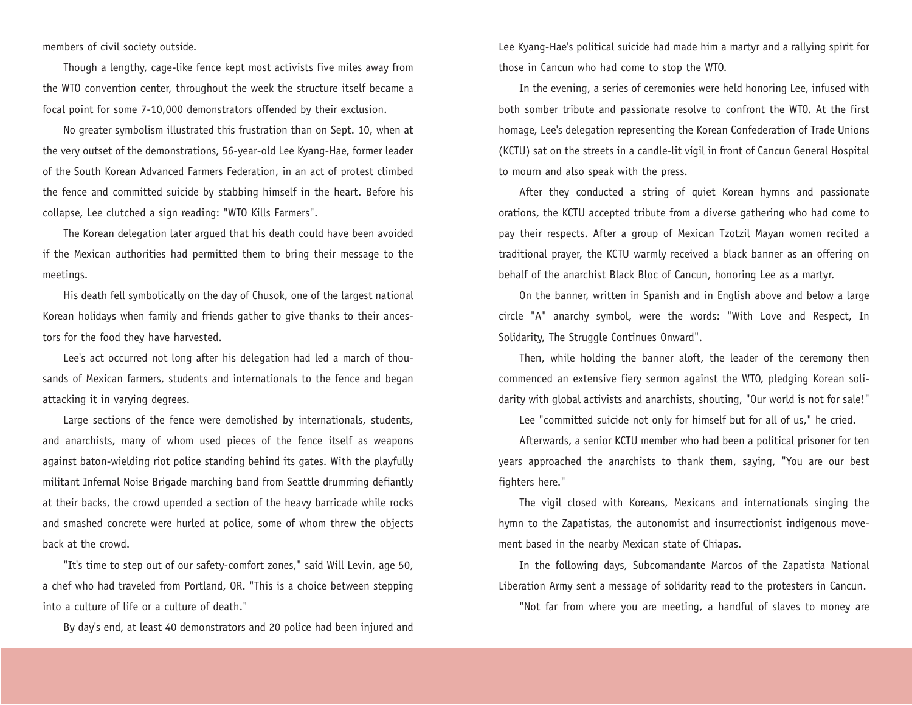members of civil society outside.

Though a lengthy, cage-like fence kept most activists five miles away from the WTO convention center, throughout the week the structure itself became a focal point for some 7-10,000 demonstrators offended by their exclusion.

No greater symbolism illustrated this frustration than on Sept. 10, when at the very outset of the demonstrations, 56-year-old Lee Kyang-Hae, former leader of the South Korean Advanced Farmers Federation, in an act of protest climbed the fence and committed suicide by stabbing himself in the heart. Before his collapse, Lee clutched a sign reading: "WTO Kills Farmers".

The Korean delegation later argued that his death could have been avoided if the Mexican authorities had permitted them to bring their message to the meetings.

His death fell symbolically on the day of Chusok, one of the largest national Korean holidays when family and friends gather to give thanks to their ancestors for the food they have harvested.

Lee's act occurred not long after his delegation had led a march of thousands of Mexican farmers, students and internationals to the fence and began attacking it in varying degrees.

Large sections of the fence were demolished by internationals, students, and anarchists, many of whom used pieces of the fence itself as weapons against baton-wielding riot police standing behind its gates. With the playfully militant Infernal Noise Brigade marching band from Seattle drumming defiantly at their backs, the crowd upended a section of the heavy barricade while rocks and smashed concrete were hurled at police, some of whom threw the objects back at the crowd.

"It's time to step out of our safety-comfort zones," said Will Levin, age 50, a chef who had traveled from Portland, OR. "This is a choice between stepping into a culture of life or a culture of death."

By day's end, at least 40 demonstrators and 20 police had been injured and Lee Kyang-Hae's political suicide had made him a martyr and a rallying spirit for those in Cancun who had come to stop the WTO.

In the evening, a series of ceremonies were held honoring Lee, infused with both somber tribute and passionate resolve to confront the WTO. At the first homage, Lee's delegation representing the Korean Confederation of Trade Unions (KCTU) sat on the streets in a candle-lit vigil in front of Cancun General Hospital to mourn and also speak with the press.

After they conducted a string of quiet Korean hymns and passionate orations, the KCTU accepted tribute from a diverse gathering who had come to pay their respects. After a group of Mexican Tzotzil Mayan women recited a traditional prayer, the KCTU warmly received a black banner as an offering on behalf of the anarchist Black Bloc of Cancun, honoring Lee as a martyr.

On the banner, written in Spanish and in English above and below a large circle "A" anarchy symbol, were the words: "With Love and Respect, In Solidarity, The Struggle Continues Onward".

Then, while holding the banner aloft, the leader of the ceremony then commenced an extensive fiery sermon against the WTO, pledging Korean solidarity with global activists and anarchists, shouting, "Our world is not for sale!"

Lee "committed suicide not only for himself but for all of us," he cried.

Afterwards, a senior KCTU member who had been a political prisoner for ten years approached the anarchists to thank them, saying, "You are our best fighters here."

The vigil closed with Koreans, Mexicans and internationals singing the hymn to the Zapatistas, the autonomist and insurrectionist indigenous movement based in the nearby Mexican state of Chiapas.

In the following days, Subcomandante Marcos of the Zapatista National Liberation Army sent a message of solidarity read to the protesters in Cancun.

"Not far from where you are meeting, a handful of slaves to money are